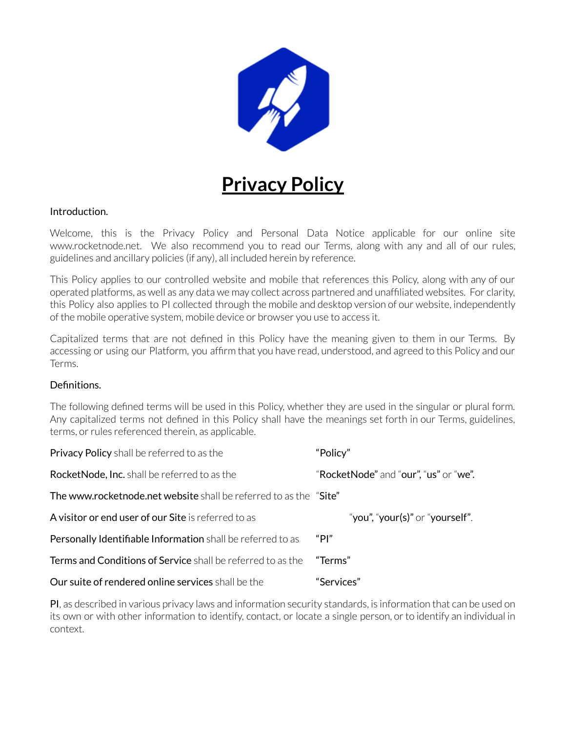# Privacy Policy

Introduction.

Welcome, this is the Privacy Policy and Personal Data Notice applicable for our online site www.rocketnode.net. We also recommend you to read our Terms, along with any and all of our rules, guidelines and ancillary policies (if any), all included herein by reference.

This Policy applies to our controlled website and mobile that references this Policy, along with any of our operated platforms, as well as any data we may collect across partnered and unaffiliated websites. For clarity, this Policy also applies to PI collected through the mobile and desktop version of our website, independently of the mobile operative system, mobile device or browser you use to access it.

Capitalized terms that are not defined in this Policy have the meaning given to them in our Terms. By accessing or using our Platform, you affirm that you have read, understood, and agreed to this Policy and our Terms.

Definitions.

The following defined terms will be used in this Policy, whether they are used in the singular or plural form. Any capitalized terms not defined in this Policy shall have the meanings set forth in our Terms, guidelines, terms, or rules referenced therein, as applicable.

| | |
|---|---|
| **Privacy Policy** shall be referred to as the | "**Policy**" |
| **RocketNode, Inc.** shall be referred to as the | "**RocketNode**" and "**our**", "**us**" or "**we**". |
| **The www.rocketnode.net website** shall be referred to as the | "**Site**" |
| **A visitor or end user of our Site** is referred to as | "**you**", "**your(s)**" or "**yourself**". |
| **Personally Identifiable Information** shall be referred to as | "**PI**" |
| **Terms and Conditions of Service** shall be referred to as the | "**Terms**" |
| **Our suite of rendered online services** shall be the | "**Services**" |

**PI**, as described in various privacy laws and information security standards, is information that can be used on its own or with other information to identify, contact, or locate a single person, or to identify an individual in context.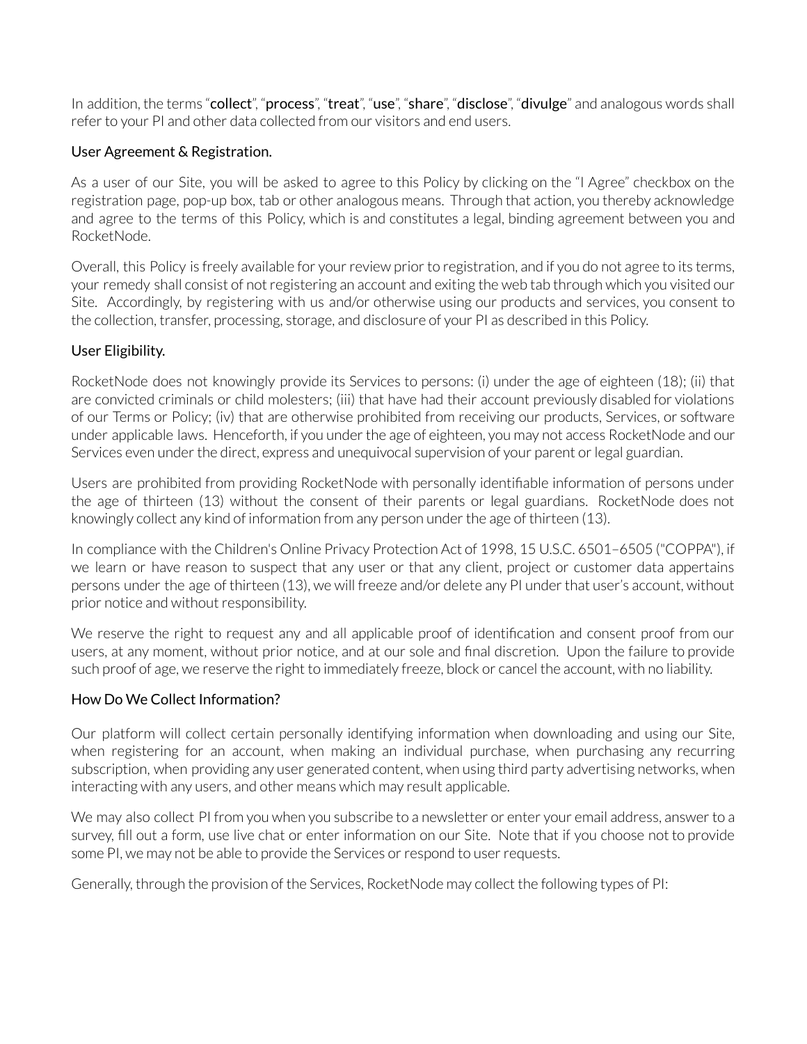In addition, the terms "**collect**", "**process**", "**treat**", "**use**", "**share**", "**disclose**", "**divulge**" and analogous words shall refer to your PI and other data collected from our visitors and end users.

## User Agreement & Registration.

As a user of our Site, you will be asked to agree to this Policy by clicking on the "I Agree" checkbox on the registration page, pop-up box, tab or other analogous means. Through that action, you thereby acknowledge and agree to the terms of this Policy, which is and constitutes a legal, binding agreement between you and RocketNode.

Overall, this Policy is freely available for your review prior to registration, and if you do not agree to its terms, your remedy shall consist of not registering an account and exiting the web tab through which you visited our Site. Accordingly, by registering with us and/or otherwise using our products and services, you consent to the collection, transfer, processing, storage, and disclosure of your PI as described in this Policy.

## User Eligibility.

RocketNode does not knowingly provide its Services to persons: (i) under the age of eighteen (18); (ii) that are convicted criminals or child molesters; (iii) that have had their account previously disabled for violations of our Terms or Policy; (iv) that are otherwise prohibited from receiving our products, Services, or software under applicable laws. Henceforth, if you under the age of eighteen, you may not access RocketNode and our Services even under the direct, express and unequivocal supervision of your parent or legal guardian.

Users are prohibited from providing RocketNode with personally identifiable information of persons under the age of thirteen (13) without the consent of their parents or legal guardians. RocketNode does not knowingly collect any kind of information from any person under the age of thirteen (13).

In compliance with the Children's Online Privacy Protection Act of 1998, 15 U.S.C. 6501–6505 ("COPPA"), if we learn or have reason to suspect that any user or that any client, project or customer data appertains persons under the age of thirteen (13), we will freeze and/or delete any PI under that user's account, without prior notice and without responsibility.

We reserve the right to request any and all applicable proof of identification and consent proof from our users, at any moment, without prior notice, and at our sole and final discretion. Upon the failure to provide such proof of age, we reserve the right to immediately freeze, block or cancel the account, with no liability.

## How Do We Collect Information?

Our platform will collect certain personally identifying information when downloading and using our Site, when registering for an account, when making an individual purchase, when purchasing any recurring subscription, when providing any user generated content, when using third party advertising networks, when interacting with any users, and other means which may result applicable.

We may also collect PI from you when you subscribe to a newsletter or enter your email address, answer to a survey, fill out a form, use live chat or enter information on our Site. Note that if you choose not to provide some PI, we may not be able to provide the Services or respond to user requests.

Generally, through the provision of the Services, RocketNode may collect the following types of PI: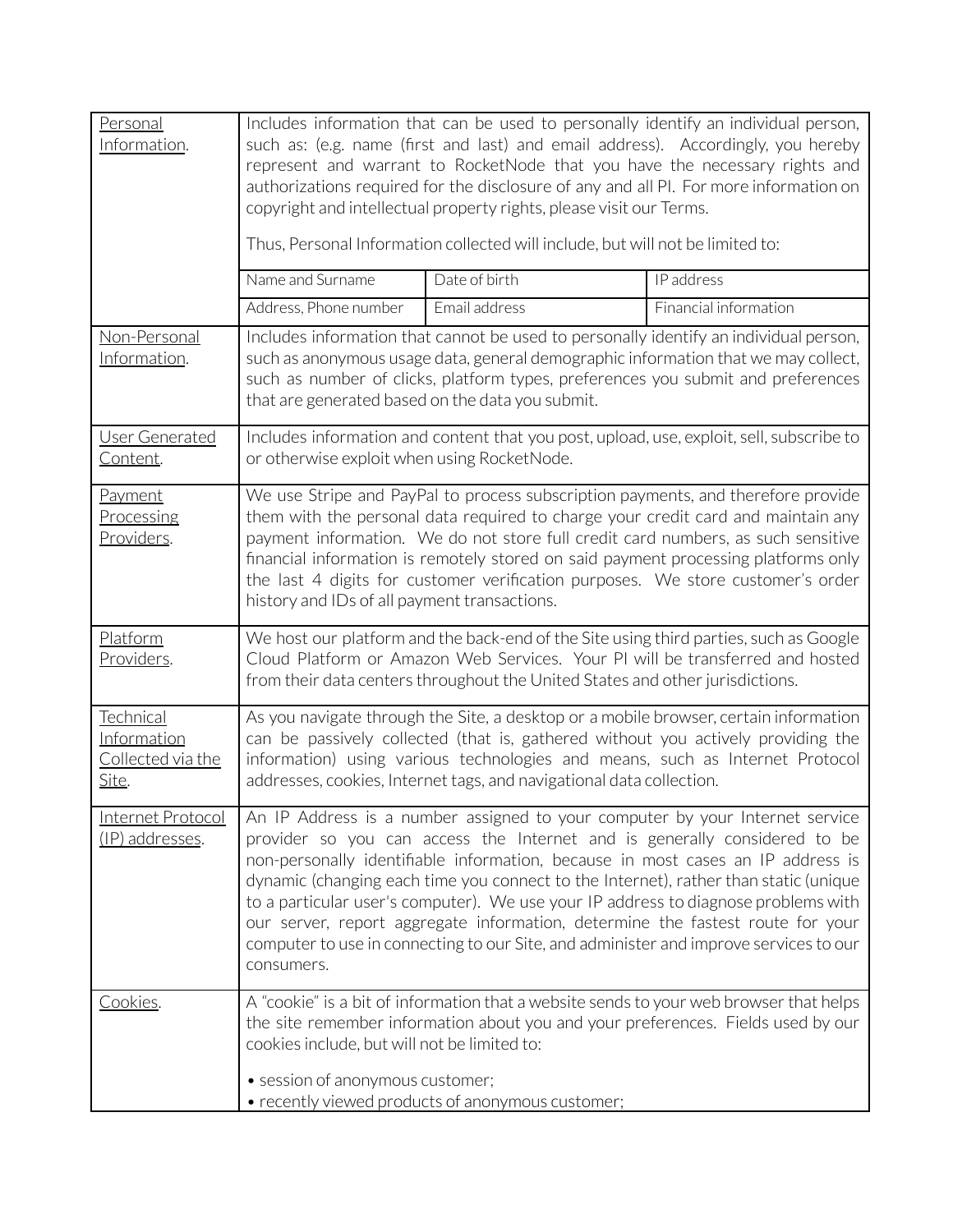| | |
|---|---|
| <u>Personal Information</u>. | Includes information that can be used to personally identify an individual person, such as: (e.g. name (first and last) and email address). Accordingly, you hereby represent and warrant to RocketNode that you have the necessary rights and authorizations required for the disclosure of any and all PI. For more information on copyright and intellectual property rights, please visit our Terms.<br><br>Thus, Personal Information collected will include, but will not be limited to:<br><br>Name and Surname · Date of birth · IP address<br>Address, Phone number · Email address · Financial information |
| <u>Non-Personal Information</u>. | Includes information that cannot be used to personally identify an individual person, such as anonymous usage data, general demographic information that we may collect, such as number of clicks, platform types, preferences you submit and preferences that are generated based on the data you submit. |
| <u>User Generated Content</u>. | Includes information and content that you post, upload, use, exploit, sell, subscribe to or otherwise exploit when using RocketNode. |
| <u>Payment Processing Providers</u>. | We use Stripe and PayPal to process subscription payments, and therefore provide them with the personal data required to charge your credit card and maintain any payment information. We do not store full credit card numbers, as such sensitive financial information is remotely stored on said payment processing platforms only the last 4 digits for customer verification purposes. We store customer's order history and IDs of all payment transactions. |
| <u>Platform Providers</u>. | We host our platform and the back-end of the Site using third parties, such as Google Cloud Platform or Amazon Web Services. Your PI will be transferred and hosted from their data centers throughout the United States and other jurisdictions. |
| <u>Technical Information Collected via the Site</u>. | As you navigate through the Site, a desktop or a mobile browser, certain information can be passively collected (that is, gathered without you actively providing the information) using various technologies and means, such as Internet Protocol addresses, cookies, Internet tags, and navigational data collection. |
| <u>Internet Protocol (IP) addresses</u>. | An IP Address is a number assigned to your computer by your Internet service provider so you can access the Internet and is generally considered to be non-personally identifiable information, because in most cases an IP address is dynamic (changing each time you connect to the Internet), rather than static (unique to a particular user's computer). We use your IP address to diagnose problems with our server, report aggregate information, determine the fastest route for your computer to use in connecting to our Site, and administer and improve services to our consumers. |
| <u>Cookies</u>. | A "cookie" is a bit of information that a website sends to your web browser that helps the site remember information about you and your preferences. Fields used by our cookies include, but will not be limited to:<br><br>• session of anonymous customer;<br>• recently viewed products of anonymous customer; |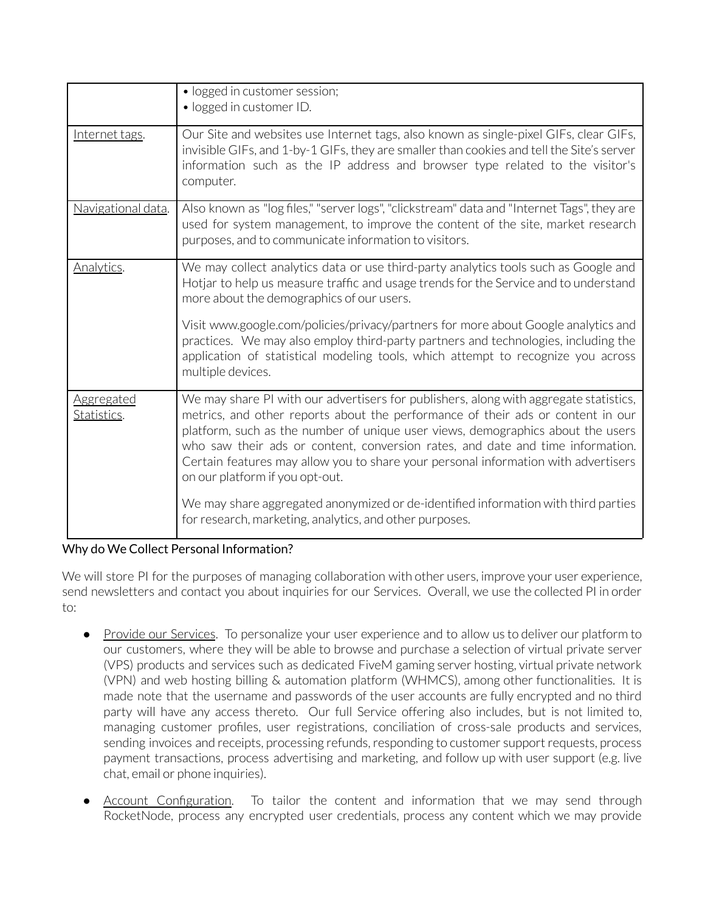| | |
|---|---|
| | • logged in customer session;<br>• logged in customer ID. |
| Internet tags. | Our Site and websites use Internet tags, also known as single-pixel GIFs, clear GIFs, invisible GIFs, and 1-by-1 GIFs, they are smaller than cookies and tell the Site's server information such as the IP address and browser type related to the visitor's computer. |
| Navigational data. | Also known as "log files," "server logs", "clickstream" data and "Internet Tags", they are used for system management, to improve the content of the site, market research purposes, and to communicate information to visitors. |
| Analytics. | We may collect analytics data or use third-party analytics tools such as Google and Hotjar to help us measure traffic and usage trends for the Service and to understand more about the demographics of our users.<br><br>Visit www.google.com/policies/privacy/partners for more about Google analytics and practices. We may also employ third-party partners and technologies, including the application of statistical modeling tools, which attempt to recognize you across multiple devices. |
| Aggregated Statistics. | We may share PI with our advertisers for publishers, along with aggregate statistics, metrics, and other reports about the performance of their ads or content in our platform, such as the number of unique user views, demographics about the users who saw their ads or content, conversion rates, and date and time information. Certain features may allow you to share your personal information with advertisers on our platform if you opt-out.<br><br>We may share aggregated anonymized or de-identified information with third parties for research, marketing, analytics, and other purposes. |

## Why do We Collect Personal Information?

We will store PI for the purposes of managing collaboration with other users, improve your user experience, send newsletters and contact you about inquiries for our Services. Overall, we use the collected PI in order to:

- Provide our Services. To personalize your user experience and to allow us to deliver our platform to our customers, where they will be able to browse and purchase a selection of virtual private server (VPS) products and services such as dedicated FiveM gaming server hosting, virtual private network (VPN) and web hosting billing & automation platform (WHMCS), among other functionalities. It is made note that the username and passwords of the user accounts are fully encrypted and no third party will have any access thereto. Our full Service offering also includes, but is not limited to, managing customer profiles, user registrations, conciliation of cross-sale products and services, sending invoices and receipts, processing refunds, responding to customer support requests, process payment transactions, process advertising and marketing, and follow up with user support (e.g. live chat, email or phone inquiries).
- Account Configuration. To tailor the content and information that we may send through RocketNode, process any encrypted user credentials, process any content which we may provide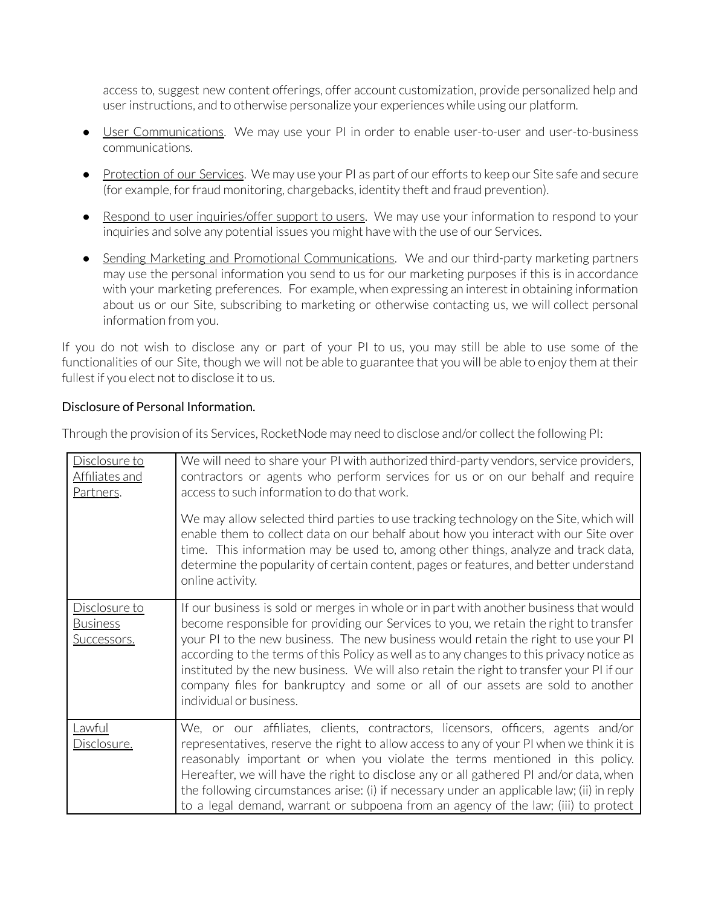access to, suggest new content offerings, offer account customization, provide personalized help and user instructions, and to otherwise personalize your experiences while using our platform.

- User Communications. We may use your PI in order to enable user-to-user and user-to-business communications.
- Protection of our Services. We may use your PI as part of our efforts to keep our Site safe and secure (for example, for fraud monitoring, chargebacks, identity theft and fraud prevention).
- Respond to user inquiries/offer support to users. We may use your information to respond to your inquiries and solve any potential issues you might have with the use of our Services.
- Sending Marketing and Promotional Communications. We and our third-party marketing partners may use the personal information you send to us for our marketing purposes if this is in accordance with your marketing preferences. For example, when expressing an interest in obtaining information about us or our Site, subscribing to marketing or otherwise contacting us, we will collect personal information from you.

If you do not wish to disclose any or part of your PI to us, you may still be able to use some of the functionalities of our Site, though we will not be able to guarantee that you will be able to enjoy them at their fullest if you elect not to disclose it to us.

## Disclosure of Personal Information.

Through the provision of its Services, RocketNode may need to disclose and/or collect the following PI:

| | |
|---|---|
| Disclosure to Affiliates and Partners. | We will need to share your PI with authorized third-party vendors, service providers, contractors or agents who perform services for us or on our behalf and require access to such information to do that work.<br><br>We may allow selected third parties to use tracking technology on the Site, which will enable them to collect data on our behalf about how you interact with our Site over time. This information may be used to, among other things, analyze and track data, determine the popularity of certain content, pages or features, and better understand online activity. |
| Disclosure to Business Successors. | If our business is sold or merges in whole or in part with another business that would become responsible for providing our Services to you, we retain the right to transfer your PI to the new business. The new business would retain the right to use your PI according to the terms of this Policy as well as to any changes to this privacy notice as instituted by the new business. We will also retain the right to transfer your PI if our company files for bankruptcy and some or all of our assets are sold to another individual or business. |
| Lawful Disclosure. | We, or our affiliates, clients, contractors, licensors, officers, agents and/or representatives, reserve the right to allow access to any of your PI when we think it is reasonably important or when you violate the terms mentioned in this policy. Hereafter, we will have the right to disclose any or all gathered PI and/or data, when the following circumstances arise: (i) if necessary under an applicable law; (ii) in reply to a legal demand, warrant or subpoena from an agency of the law; (iii) to protect |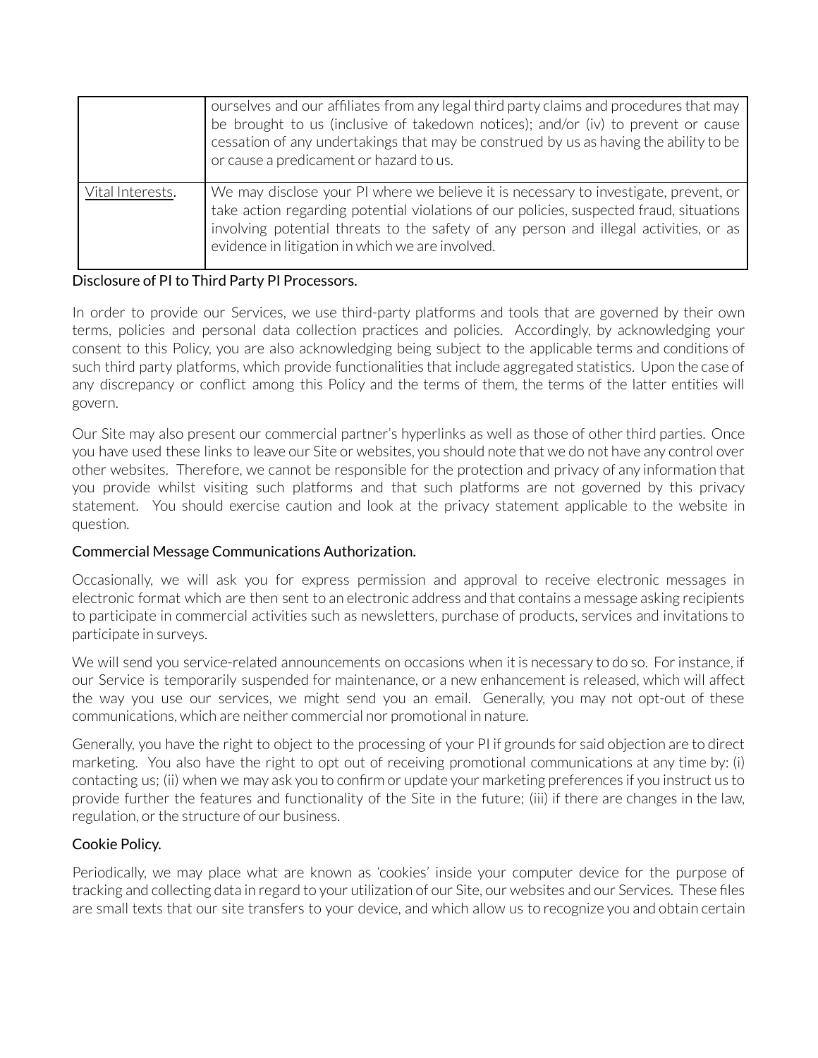| | |
|---|---|
| | ourselves and our affiliates from any legal third party claims and procedures that may be brought to us (inclusive of takedown notices); and/or (iv) to prevent or cause cessation of any undertakings that may be construed by us as having the ability to be or cause a predicament or hazard to us. |
| Vital Interests. | We may disclose your PI where we believe it is necessary to investigate, prevent, or take action regarding potential violations of our policies, suspected fraud, situations involving potential threats to the safety of any person and illegal activities, or as evidence in litigation in which we are involved. |

### Disclosure of PI to Third Party PI Processors.

In order to provide our Services, we use third-party platforms and tools that are governed by their own terms, policies and personal data collection practices and policies. Accordingly, by acknowledging your consent to this Policy, you are also acknowledging being subject to the applicable terms and conditions of such third party platforms, which provide functionalities that include aggregated statistics. Upon the case of any discrepancy or conflict among this Policy and the terms of them, the terms of the latter entities will govern.

Our Site may also present our commercial partner's hyperlinks as well as those of other third parties. Once you have used these links to leave our Site or websites, you should note that we do not have any control over other websites. Therefore, we cannot be responsible for the protection and privacy of any information that you provide whilst visiting such platforms and that such platforms are not governed by this privacy statement. You should exercise caution and look at the privacy statement applicable to the website in question.

### Commercial Message Communications Authorization.

Occasionally, we will ask you for express permission and approval to receive electronic messages in electronic format which are then sent to an electronic address and that contains a message asking recipients to participate in commercial activities such as newsletters, purchase of products, services and invitations to participate in surveys.

We will send you service-related announcements on occasions when it is necessary to do so. For instance, if our Service is temporarily suspended for maintenance, or a new enhancement is released, which will affect the way you use our services, we might send you an email. Generally, you may not opt-out of these communications, which are neither commercial nor promotional in nature.

Generally, you have the right to object to the processing of your PI if grounds for said objection are to direct marketing. You also have the right to opt out of receiving promotional communications at any time by: (i) contacting us; (ii) when we may ask you to confirm or update your marketing preferences if you instruct us to provide further the features and functionality of the Site in the future; (iii) if there are changes in the law, regulation, or the structure of our business.

### Cookie Policy.

Periodically, we may place what are known as 'cookies' inside your computer device for the purpose of tracking and collecting data in regard to your utilization of our Site, our websites and our Services. These files are small texts that our site transfers to your device, and which allow us to recognize you and obtain certain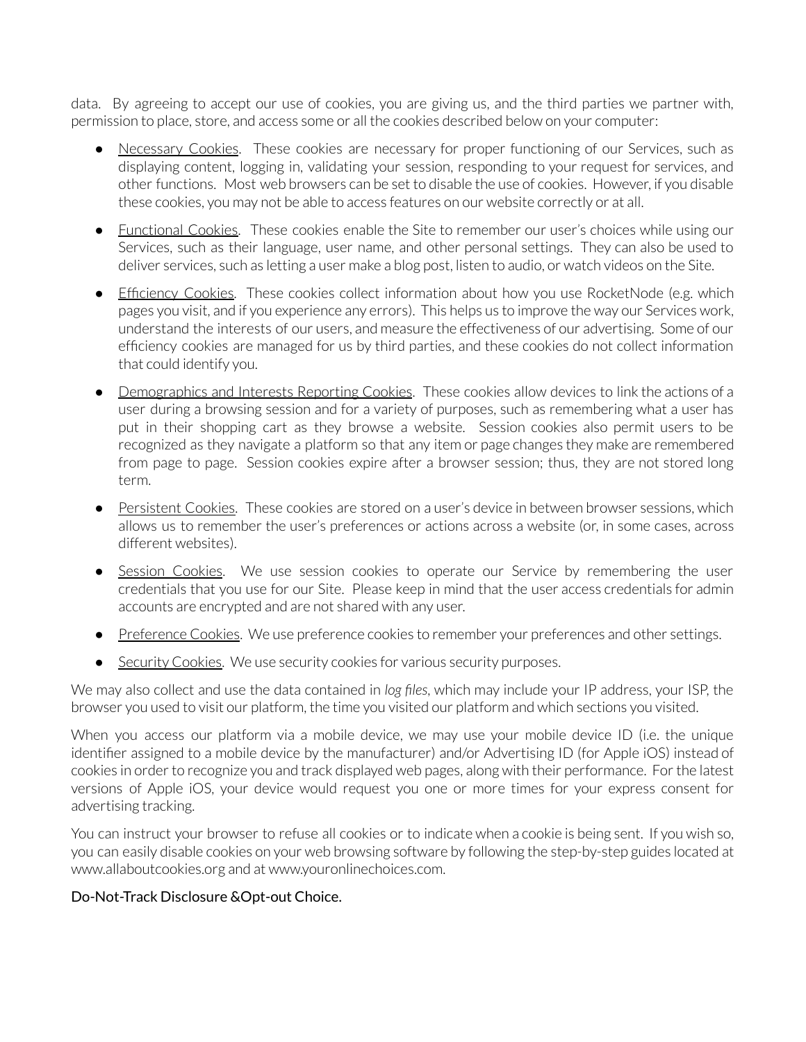data. By agreeing to accept our use of cookies, you are giving us, and the third parties we partner with, permission to place, store, and access some or all the cookies described below on your computer:

- Necessary Cookies. These cookies are necessary for proper functioning of our Services, such as displaying content, logging in, validating your session, responding to your request for services, and other functions. Most web browsers can be set to disable the use of cookies. However, if you disable these cookies, you may not be able to access features on our website correctly or at all.
- Functional Cookies. These cookies enable the Site to remember our user's choices while using our Services, such as their language, user name, and other personal settings. They can also be used to deliver services, such as letting a user make a blog post, listen to audio, or watch videos on the Site.
- Efficiency Cookies. These cookies collect information about how you use RocketNode (e.g. which pages you visit, and if you experience any errors). This helps us to improve the way our Services work, understand the interests of our users, and measure the effectiveness of our advertising. Some of our efficiency cookies are managed for us by third parties, and these cookies do not collect information that could identify you.
- Demographics and Interests Reporting Cookies. These cookies allow devices to link the actions of a user during a browsing session and for a variety of purposes, such as remembering what a user has put in their shopping cart as they browse a website. Session cookies also permit users to be recognized as they navigate a platform so that any item or page changes they make are remembered from page to page. Session cookies expire after a browser session; thus, they are not stored long term.
- Persistent Cookies. These cookies are stored on a user's device in between browser sessions, which allows us to remember the user's preferences or actions across a website (or, in some cases, across different websites).
- Session Cookies. We use session cookies to operate our Service by remembering the user credentials that you use for our Site. Please keep in mind that the user access credentials for admin accounts are encrypted and are not shared with any user.
- Preference Cookies. We use preference cookies to remember your preferences and other settings.
- Security Cookies. We use security cookies for various security purposes.

We may also collect and use the data contained in *log files*, which may include your IP address, your ISP, the browser you used to visit our platform, the time you visited our platform and which sections you visited.

When you access our platform via a mobile device, we may use your mobile device ID (i.e. the unique identifier assigned to a mobile device by the manufacturer) and/or Advertising ID (for Apple iOS) instead of cookies in order to recognize you and track displayed web pages, along with their performance. For the latest versions of Apple iOS, your device would request you one or more times for your express consent for advertising tracking.

You can instruct your browser to refuse all cookies or to indicate when a cookie is being sent. If you wish so, you can easily disable cookies on your web browsing software by following the step-by-step guides located at www.allaboutcookies.org and at www.youronlinechoices.com.

Do-Not-Track Disclosure &Opt-out Choice.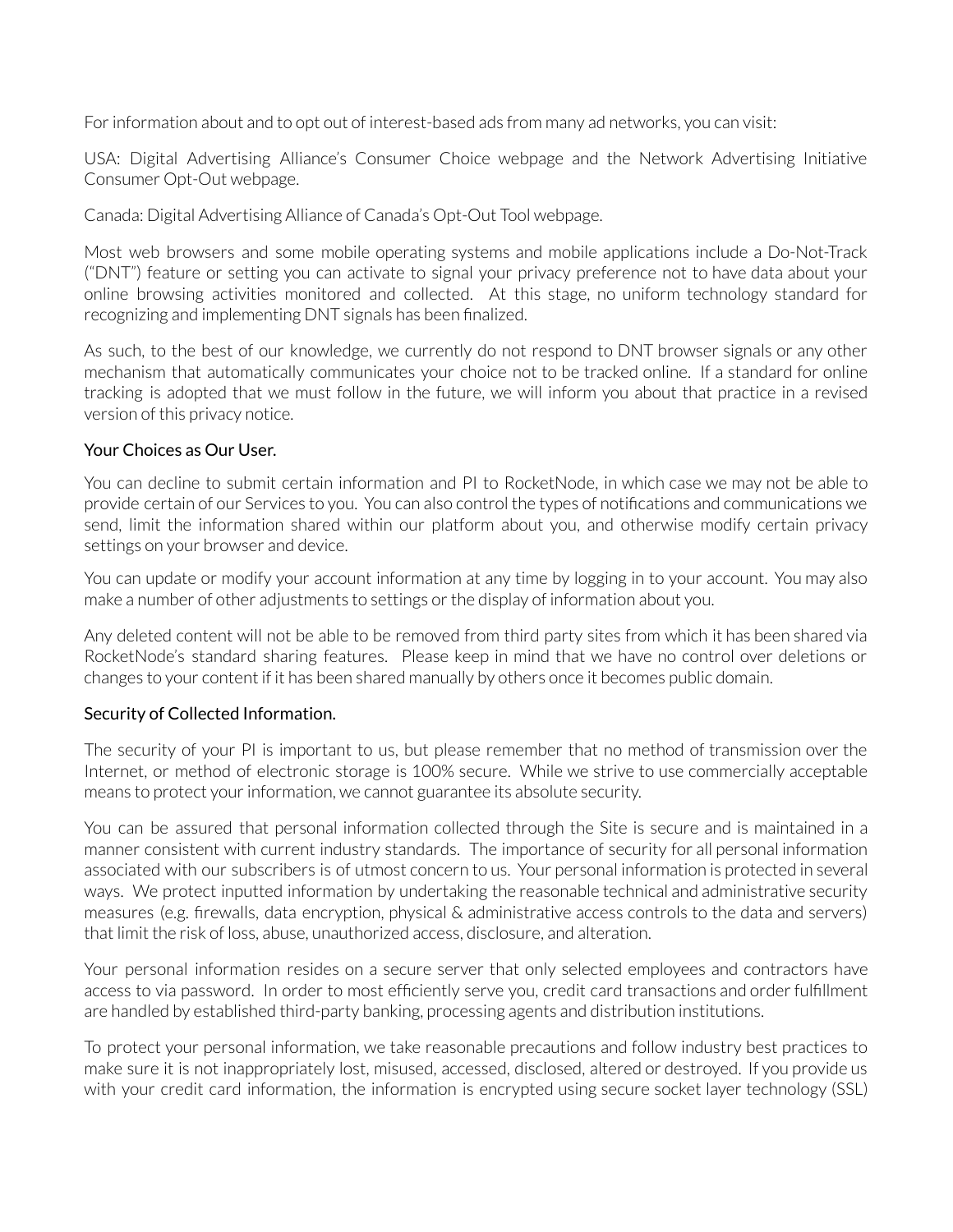For information about and to opt out of interest-based ads from many ad networks, you can visit:

USA: Digital Advertising Alliance's Consumer Choice webpage and the Network Advertising Initiative Consumer Opt-Out webpage.

Canada: Digital Advertising Alliance of Canada's Opt-Out Tool webpage.

Most web browsers and some mobile operating systems and mobile applications include a Do-Not-Track ("DNT") feature or setting you can activate to signal your privacy preference not to have data about your online browsing activities monitored and collected. At this stage, no uniform technology standard for recognizing and implementing DNT signals has been finalized.

As such, to the best of our knowledge, we currently do not respond to DNT browser signals or any other mechanism that automatically communicates your choice not to be tracked online. If a standard for online tracking is adopted that we must follow in the future, we will inform you about that practice in a revised version of this privacy notice.

## Your Choices as Our User.

You can decline to submit certain information and PI to RocketNode, in which case we may not be able to provide certain of our Services to you. You can also control the types of notifications and communications we send, limit the information shared within our platform about you, and otherwise modify certain privacy settings on your browser and device.

You can update or modify your account information at any time by logging in to your account. You may also make a number of other adjustments to settings or the display of information about you.

Any deleted content will not be able to be removed from third party sites from which it has been shared via RocketNode's standard sharing features. Please keep in mind that we have no control over deletions or changes to your content if it has been shared manually by others once it becomes public domain.

## Security of Collected Information.

The security of your PI is important to us, but please remember that no method of transmission over the Internet, or method of electronic storage is 100% secure. While we strive to use commercially acceptable means to protect your information, we cannot guarantee its absolute security.

You can be assured that personal information collected through the Site is secure and is maintained in a manner consistent with current industry standards. The importance of security for all personal information associated with our subscribers is of utmost concern to us. Your personal information is protected in several ways. We protect inputted information by undertaking the reasonable technical and administrative security measures (e.g. firewalls, data encryption, physical & administrative access controls to the data and servers) that limit the risk of loss, abuse, unauthorized access, disclosure, and alteration.

Your personal information resides on a secure server that only selected employees and contractors have access to via password. In order to most efficiently serve you, credit card transactions and order fulfillment are handled by established third-party banking, processing agents and distribution institutions.

To protect your personal information, we take reasonable precautions and follow industry best practices to make sure it is not inappropriately lost, misused, accessed, disclosed, altered or destroyed. If you provide us with your credit card information, the information is encrypted using secure socket layer technology (SSL)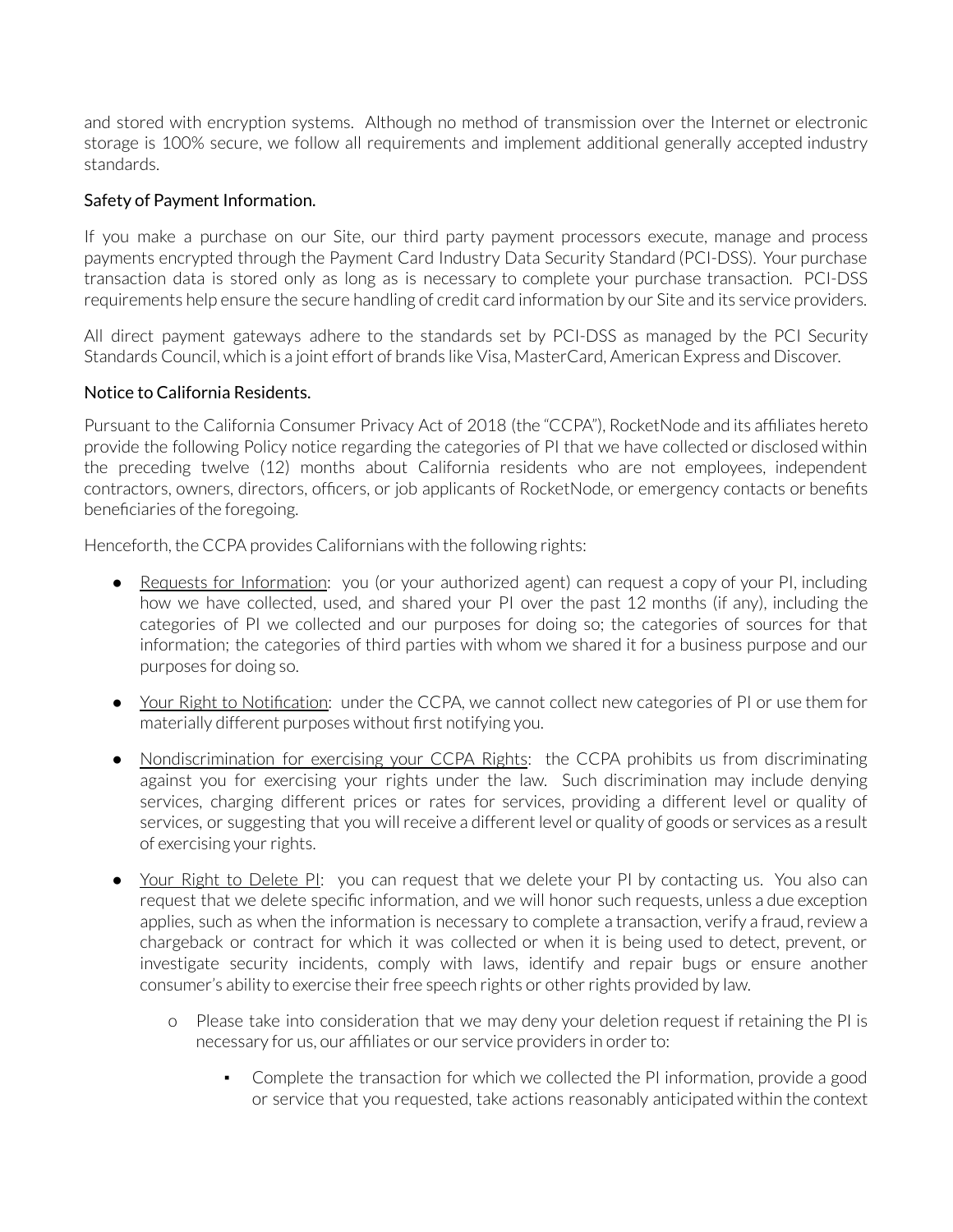and stored with encryption systems. Although no method of transmission over the Internet or electronic storage is 100% secure, we follow all requirements and implement additional generally accepted industry standards.

### Safety of Payment Information.

If you make a purchase on our Site, our third party payment processors execute, manage and process payments encrypted through the Payment Card Industry Data Security Standard (PCI-DSS). Your purchase transaction data is stored only as long as is necessary to complete your purchase transaction. PCI-DSS requirements help ensure the secure handling of credit card information by our Site and its service providers.

All direct payment gateways adhere to the standards set by PCI-DSS as managed by the PCI Security Standards Council, which is a joint effort of brands like Visa, MasterCard, American Express and Discover.

### Notice to California Residents.

Pursuant to the California Consumer Privacy Act of 2018 (the "CCPA"), RocketNode and its affiliates hereto provide the following Policy notice regarding the categories of PI that we have collected or disclosed within the preceding twelve (12) months about California residents who are not employees, independent contractors, owners, directors, officers, or job applicants of RocketNode, or emergency contacts or benefits beneficiaries of the foregoing.

Henceforth, the CCPA provides Californians with the following rights:

- Requests for Information: you (or your authorized agent) can request a copy of your PI, including how we have collected, used, and shared your PI over the past 12 months (if any), including the categories of PI we collected and our purposes for doing so; the categories of sources for that information; the categories of third parties with whom we shared it for a business purpose and our purposes for doing so.
- Your Right to Notification: under the CCPA, we cannot collect new categories of PI or use them for materially different purposes without first notifying you.
- Nondiscrimination for exercising your CCPA Rights: the CCPA prohibits us from discriminating against you for exercising your rights under the law. Such discrimination may include denying services, charging different prices or rates for services, providing a different level or quality of services, or suggesting that you will receive a different level or quality of goods or services as a result of exercising your rights.
- Your Right to Delete PI: you can request that we delete your PI by contacting us. You also can request that we delete specific information, and we will honor such requests, unless a due exception applies, such as when the information is necessary to complete a transaction, verify a fraud, review a chargeback or contract for which it was collected or when it is being used to detect, prevent, or investigate security incidents, comply with laws, identify and repair bugs or ensure another consumer's ability to exercise their free speech rights or other rights provided by law.
  - Please take into consideration that we may deny your deletion request if retaining the PI is necessary for us, our affiliates or our service providers in order to:
    - Complete the transaction for which we collected the PI information, provide a good or service that you requested, take actions reasonably anticipated within the context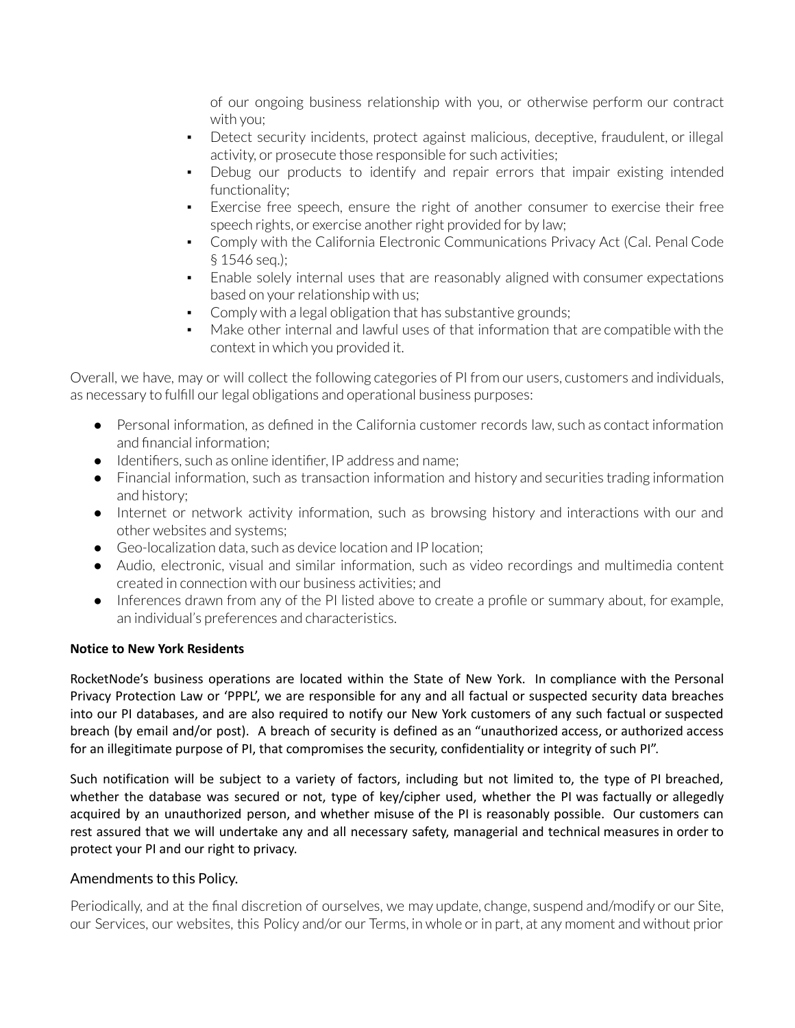of our ongoing business relationship with you, or otherwise perform our contract with you;

- Detect security incidents, protect against malicious, deceptive, fraudulent, or illegal activity, or prosecute those responsible for such activities;
- Debug our products to identify and repair errors that impair existing intended functionality;
- Exercise free speech, ensure the right of another consumer to exercise their free speech rights, or exercise another right provided for by law;
- Comply with the California Electronic Communications Privacy Act (Cal. Penal Code § 1546 seq.);
- Enable solely internal uses that are reasonably aligned with consumer expectations based on your relationship with us;
- Comply with a legal obligation that has substantive grounds;
- Make other internal and lawful uses of that information that are compatible with the context in which you provided it.

Overall, we have, may or will collect the following categories of PI from our users, customers and individuals, as necessary to fulfill our legal obligations and operational business purposes:

- Personal information, as defined in the California customer records law, such as contact information and financial information;
- Identifiers, such as online identifier, IP address and name;
- Financial information, such as transaction information and history and securities trading information and history;
- Internet or network activity information, such as browsing history and interactions with our and other websites and systems;
- Geo-localization data, such as device location and IP location;
- Audio, electronic, visual and similar information, such as video recordings and multimedia content created in connection with our business activities; and
- Inferences drawn from any of the PI listed above to create a profile or summary about, for example, an individual's preferences and characteristics.

**Notice to New York Residents**

RocketNode's business operations are located within the State of New York. In compliance with the Personal Privacy Protection Law or 'PPPL', we are responsible for any and all factual or suspected security data breaches into our PI databases, and are also required to notify our New York customers of any such factual or suspected breach (by email and/or post). A breach of security is defined as an "unauthorized access, or authorized access for an illegitimate purpose of PI, that compromises the security, confidentiality or integrity of such PI".

Such notification will be subject to a variety of factors, including but not limited to, the type of PI breached, whether the database was secured or not, type of key/cipher used, whether the PI was factually or allegedly acquired by an unauthorized person, and whether misuse of the PI is reasonably possible. Our customers can rest assured that we will undertake any and all necessary safety, managerial and technical measures in order to protect your PI and our right to privacy.

## Amendments to this Policy.

Periodically, and at the final discretion of ourselves, we may update, change, suspend and/modify or our Site, our Services, our websites, this Policy and/or our Terms, in whole or in part, at any moment and without prior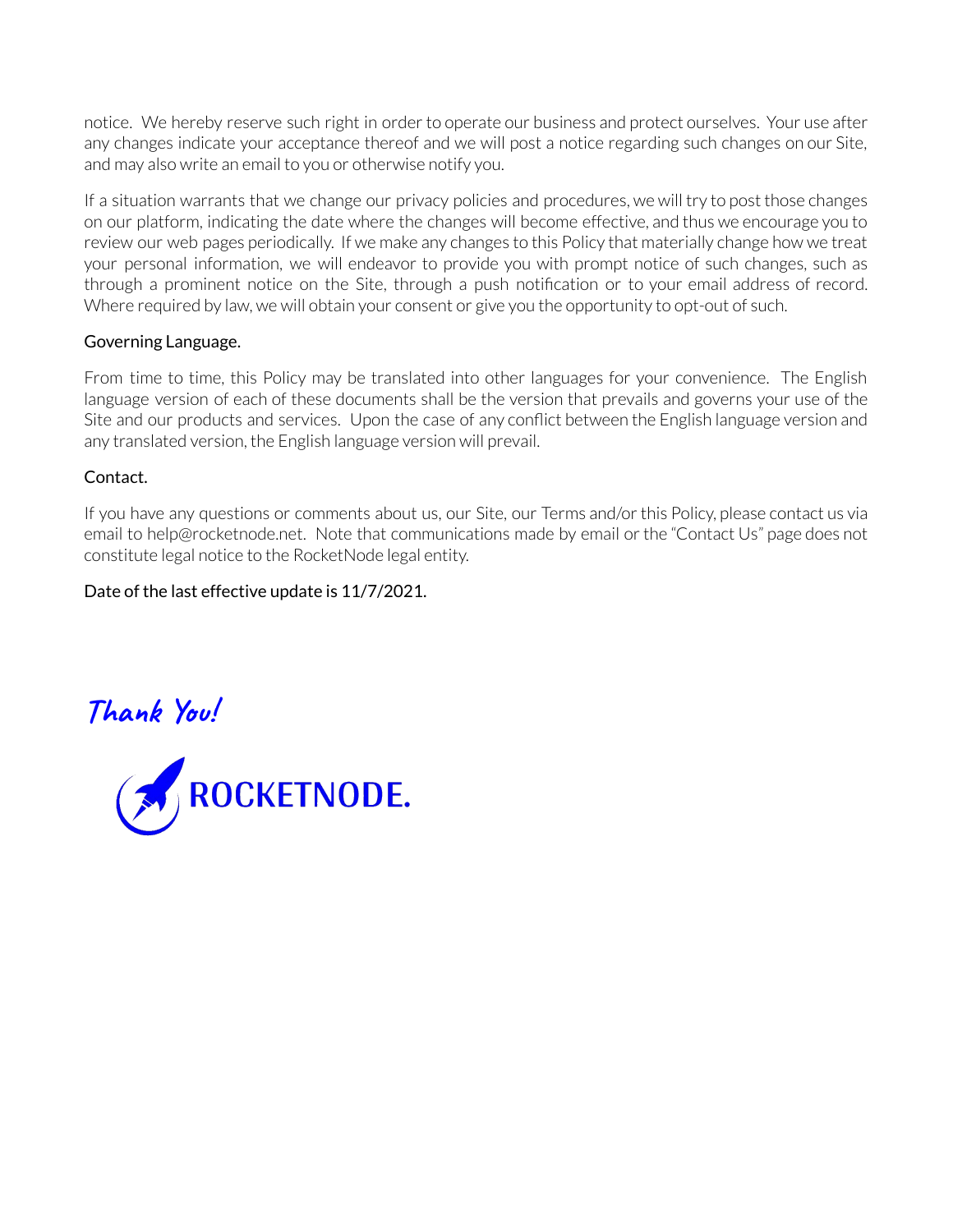notice. We hereby reserve such right in order to operate our business and protect ourselves. Your use after any changes indicate your acceptance thereof and we will post a notice regarding such changes on our Site, and may also write an email to you or otherwise notify you.

If a situation warrants that we change our privacy policies and procedures, we will try to post those changes on our platform, indicating the date where the changes will become effective, and thus we encourage you to review our web pages periodically. If we make any changes to this Policy that materially change how we treat your personal information, we will endeavor to provide you with prompt notice of such changes, such as through a prominent notice on the Site, through a push notification or to your email address of record. Where required by law, we will obtain your consent or give you the opportunity to opt-out of such.

## Governing Language.

From time to time, this Policy may be translated into other languages for your convenience. The English language version of each of these documents shall be the version that prevails and governs your use of the Site and our products and services. Upon the case of any conflict between the English language version and any translated version, the English language version will prevail.

## Contact.

If you have any questions or comments about us, our Site, our Terms and/or this Policy, please contact us via email to help@rocketnode.net. Note that communications made by email or the "Contact Us" page does not constitute legal notice to the RocketNode legal entity.

Date of the last effective update is 11/7/2021.

*Thank You!*

ROCKETNODE.